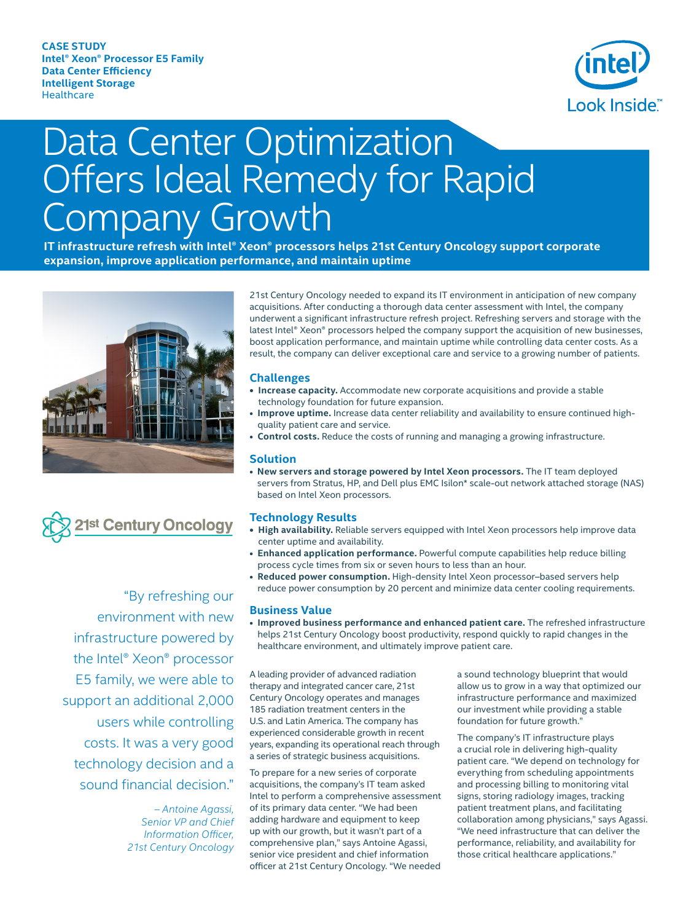CASE STUDY
**Intel® Xeon® Processor E5 Family**
**Data Center Efficiency**
**Intelligent Storage**
Healthcare

# Data Center Optimization Offers Ideal Remedy for Rapid Company Growth

**IT infrastructure refresh with Intel® Xeon® processors helps 21st Century Oncology support corporate expansion, improve application performance, and maintain uptime**

21st Century Oncology needed to expand its IT environment in anticipation of new company acquisitions. After conducting a thorough data center assessment with Intel, the company underwent a significant infrastructure refresh project. Refreshing servers and storage with the latest Intel® Xeon® processors helped the company support the acquisition of new businesses, boost application performance, and maintain uptime while controlling data center costs. As a result, the company can deliver exceptional care and service to a growing number of patients.

## Challenges

- **Increase capacity.** Accommodate new corporate acquisitions and provide a stable technology foundation for future expansion.
- **Improve uptime.** Increase data center reliability and availability to ensure continued high-quality patient care and service.
- **Control costs.** Reduce the costs of running and managing a growing infrastructure.

## Solution

- **New servers and storage powered by Intel Xeon processors.** The IT team deployed servers from Stratus, HP, and Dell plus EMC Isilon* scale-out network attached storage (NAS) based on Intel Xeon processors.

## Technology Results

- **High availability.** Reliable servers equipped with Intel Xeon processors help improve data center uptime and availability.
- **Enhanced application performance.** Powerful compute capabilities help reduce billing process cycle times from six or seven hours to less than an hour.
- **Reduced power consumption.** High-density Intel Xeon processor–based servers help reduce power consumption by 20 percent and minimize data center cooling requirements.

## Business Value

- **Improved business performance and enhanced patient care.** The refreshed infrastructure helps 21st Century Oncology boost productivity, respond quickly to rapid changes in the healthcare environment, and ultimately improve patient care.

> "By refreshing our environment with new infrastructure powered by the Intel® Xeon® processor E5 family, we were able to support an additional 2,000 users while controlling costs. It was a very good technology decision and a sound financial decision."
>
> *– Antoine Agassi, Senior VP and Chief Information Officer, 21st Century Oncology*

A leading provider of advanced radiation therapy and integrated cancer care, 21st Century Oncology operates and manages 185 radiation treatment centers in the U.S. and Latin America. The company has experienced considerable growth in recent years, expanding its operational reach through a series of strategic business acquisitions.

To prepare for a new series of corporate acquisitions, the company's IT team asked Intel to perform a comprehensive assessment of its primary data center. "We had been adding hardware and equipment to keep up with our growth, but it wasn't part of a comprehensive plan," says Antoine Agassi, senior vice president and chief information officer at 21st Century Oncology. "We needed a sound technology blueprint that would allow us to grow in a way that optimized our infrastructure performance and maximized our investment while providing a stable foundation for future growth."

The company's IT infrastructure plays a crucial role in delivering high-quality patient care. "We depend on technology for everything from scheduling appointments and processing billing to monitoring vital signs, storing radiology images, tracking patient treatment plans, and facilitating collaboration among physicians," says Agassi. "We need infrastructure that can deliver the performance, reliability, and availability for those critical healthcare applications."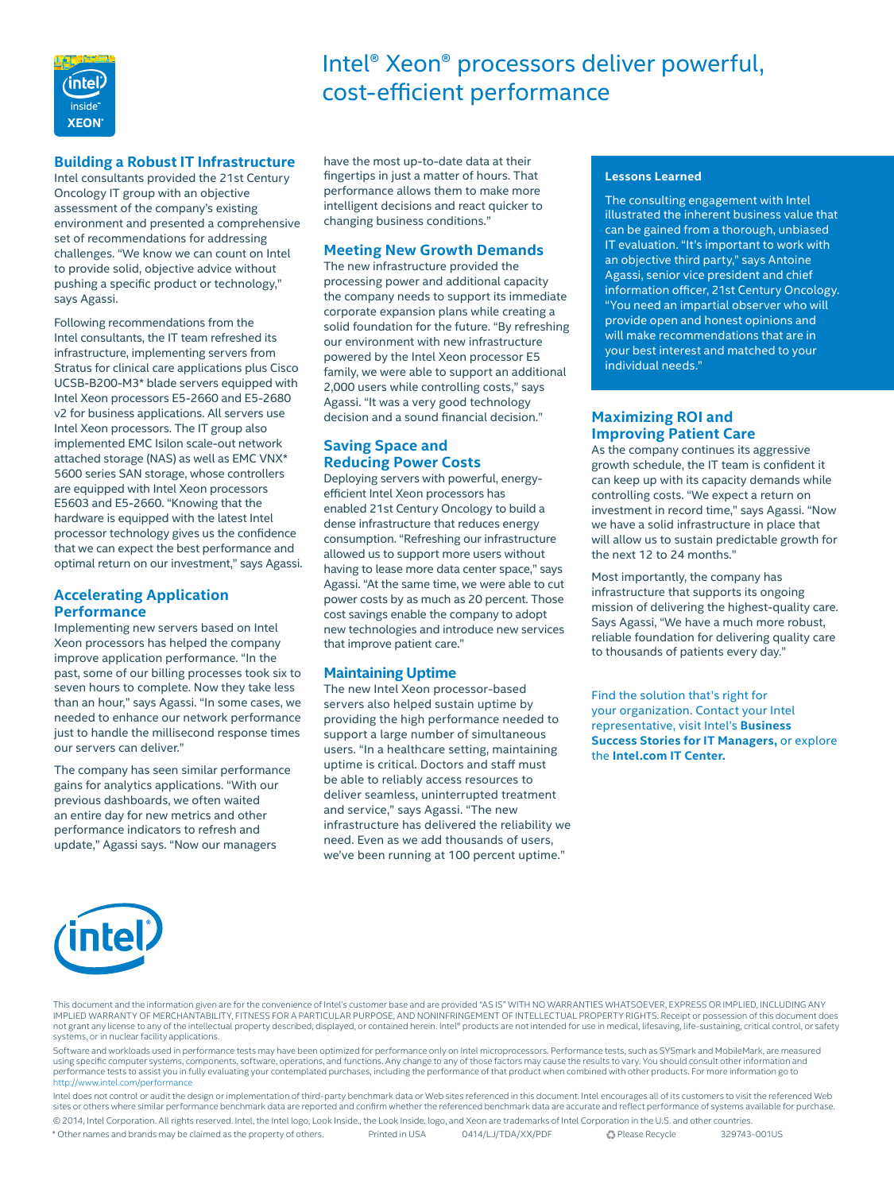# Intel® Xeon® processors deliver powerful, cost-efficient performance

## Building a Robust IT Infrastructure

Intel consultants provided the 21st Century Oncology IT group with an objective assessment of the company's existing environment and presented a comprehensive set of recommendations for addressing challenges. "We know we can count on Intel to provide solid, objective advice without pushing a specific product or technology," says Agassi.

Following recommendations from the Intel consultants, the IT team refreshed its infrastructure, implementing servers from Stratus for clinical care applications plus Cisco UCSB-B200-M3* blade servers equipped with Intel Xeon processors E5-2660 and E5-2680 v2 for business applications. All servers use Intel Xeon processors. The IT group also implemented EMC Isilon scale-out network attached storage (NAS) as well as EMC VNX* 5600 series SAN storage, whose controllers are equipped with Intel Xeon processors E5603 and E5-2660. "Knowing that the hardware is equipped with the latest Intel processor technology gives us the confidence that we can expect the best performance and optimal return on our investment," says Agassi.

## Accelerating Application Performance

Implementing new servers based on Intel Xeon processors has helped the company improve application performance. "In the past, some of our billing processes took six to seven hours to complete. Now they take less than an hour," says Agassi. "In some cases, we needed to enhance our network performance just to handle the millisecond response times our servers can deliver."

The company has seen similar performance gains for analytics applications. "With our previous dashboards, we often waited an entire day for new metrics and other performance indicators to refresh and update," Agassi says. "Now our managers have the most up-to-date data at their fingertips in just a matter of hours. That performance allows them to make more intelligent decisions and react quicker to changing business conditions."

## Meeting New Growth Demands

The new infrastructure provided the processing power and additional capacity the company needs to support its immediate corporate expansion plans while creating a solid foundation for the future. "By refreshing our environment with new infrastructure powered by the Intel Xeon processor E5 family, we were able to support an additional 2,000 users while controlling costs," says Agassi. "It was a very good technology decision and a sound financial decision."

## Saving Space and Reducing Power Costs

Deploying servers with powerful, energy-efficient Intel Xeon processors has enabled 21st Century Oncology to build a dense infrastructure that reduces energy consumption. "Refreshing our infrastructure allowed us to support more users without having to lease more data center space," says Agassi. "At the same time, we were able to cut power costs by as much as 20 percent. Those cost savings enable the company to adopt new technologies and introduce new services that improve patient care."

## Maintaining Uptime

The new Intel Xeon processor-based servers also helped sustain uptime by providing the high performance needed to support a large number of simultaneous users. "In a healthcare setting, maintaining uptime is critical. Doctors and staff must be able to reliably access resources to deliver seamless, uninterrupted treatment and service," says Agassi. "The new infrastructure has delivered the reliability we need. Even as we add thousands of users, we've been running at 100 percent uptime."

### Lessons Learned

The consulting engagement with Intel illustrated the inherent business value that can be gained from a thorough, unbiased IT evaluation. "It's important to work with an objective third party," says Antoine Agassi, senior vice president and chief information officer, 21st Century Oncology. "You need an impartial observer who will provide open and honest opinions and will make recommendations that are in your best interest and matched to your individual needs."

## Maximizing ROI and Improving Patient Care

As the company continues its aggressive growth schedule, the IT team is confident it can keep up with its capacity demands while controlling costs. "We expect a return on investment in record time," says Agassi. "Now we have a solid infrastructure in place that will allow us to sustain predictable growth for the next 12 to 24 months."

Most importantly, the company has infrastructure that supports its ongoing mission of delivering the highest-quality care. Says Agassi, "We have a much more robust, reliable foundation for delivering quality care to thousands of patients every day."

Find the solution that's right for your organization. Contact your Intel representative, visit Intel's **Business Success Stories for IT Managers,** or explore the **Intel.com IT Center.**

This document and the information given are for the convenience of Intel's customer base and are provided "AS IS" WITH NO WARRANTIES WHATSOEVER, EXPRESS OR IMPLIED, INCLUDING ANY IMPLIED WARRANTY OF MERCHANTABILITY, FITNESS FOR A PARTICULAR PURPOSE, AND NONINFRINGEMENT OF INTELLECTUAL PROPERTY RIGHTS. Receipt or possession of this document does not grant any license to any of the intellectual property described, displayed, or contained herein. Intel® products are not intended for use in medical, lifesaving, life-sustaining, critical control, or safety systems, or in nuclear facility applications.

Software and workloads used in performance tests may have been optimized for performance only on Intel microprocessors. Performance tests, such as SYSmark and MobileMark, are measured using specific computer systems, components, software, operations, and functions. Any change to any of those factors may cause the results to vary. You should consult other information and performance tests to assist you in fully evaluating your contemplated purchases, including the performance of that product when combined with other products. For more information go to http://www.intel.com/performance

Intel does not control or audit the design or implementation of third-party benchmark data or Web sites referenced in this document. Intel encourages all of its customers to visit the referenced Web sites or others where similar performance benchmark data are reported and confirm whether the referenced benchmark data are accurate and reflect performance of systems available for purchase.

© 2014, Intel Corporation. All rights reserved. Intel, the Intel logo, Look Inside., the Look Inside. logo, and Xeon are trademarks of Intel Corporation in the U.S. and other countries.

* Other names and brands may be claimed as the property of others. Printed in USA 0414/LJ/TDA/XX/PDF Please Recycle 329743-001US